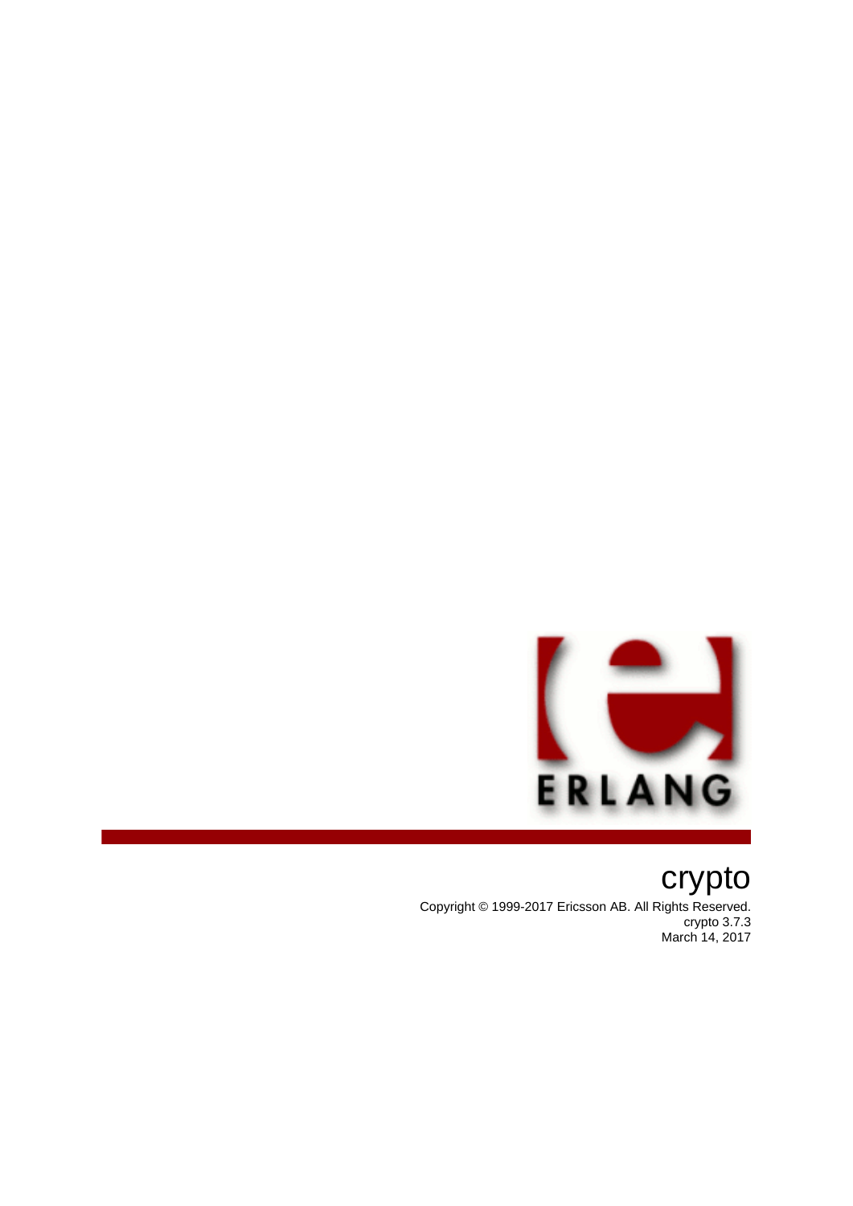# crypto

Copyright © 1999-2017 Ericsson AB. All Rights Reserved.
crypto 3.7.3
March 14, 2017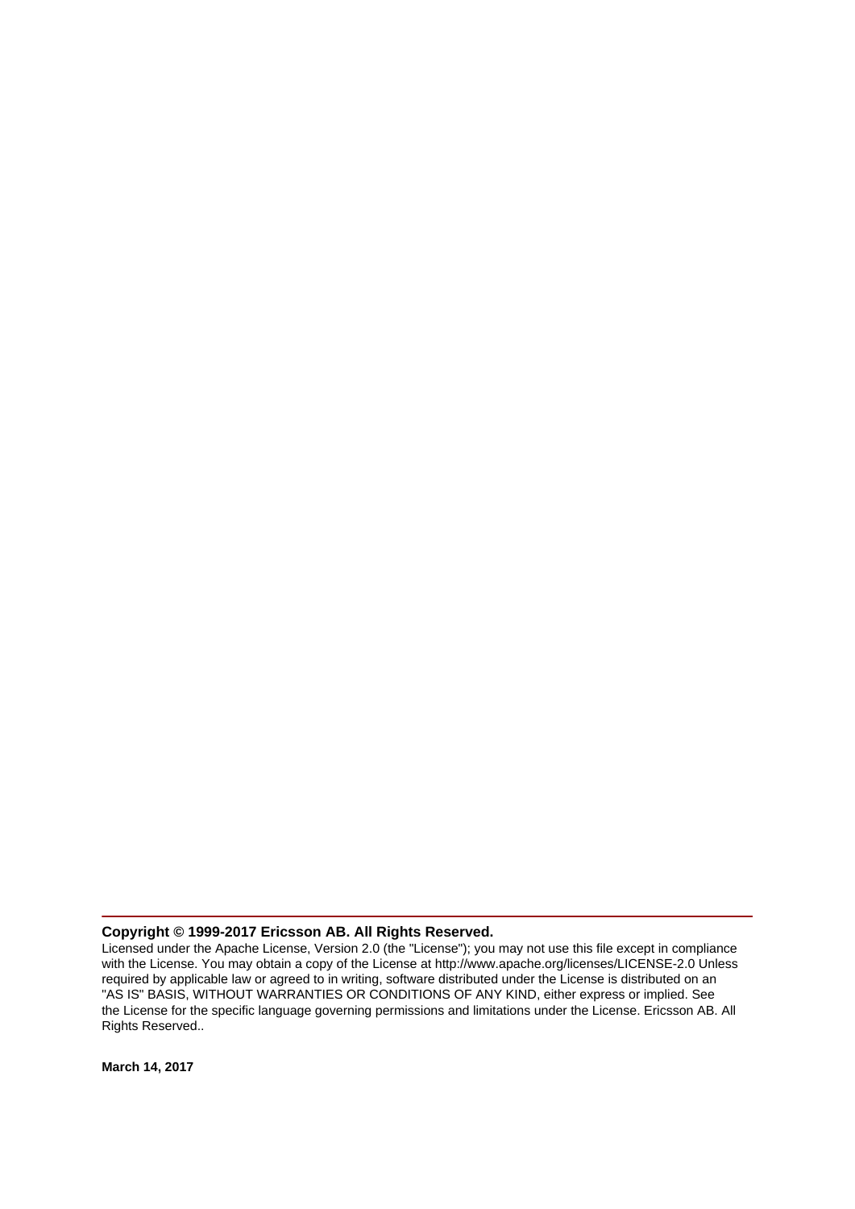**Copyright © 1999-2017 Ericsson AB. All Rights Reserved.**

Licensed under the Apache License, Version 2.0 (the "License"); you may not use this file except in compliance with the License. You may obtain a copy of the License at http://www.apache.org/licenses/LICENSE-2.0 Unless required by applicable law or agreed to in writing, software distributed under the License is distributed on an "AS IS" BASIS, WITHOUT WARRANTIES OR CONDITIONS OF ANY KIND, either express or implied. See the License for the specific language governing permissions and limitations under the License. Ericsson AB. All Rights Reserved..

**March 14, 2017**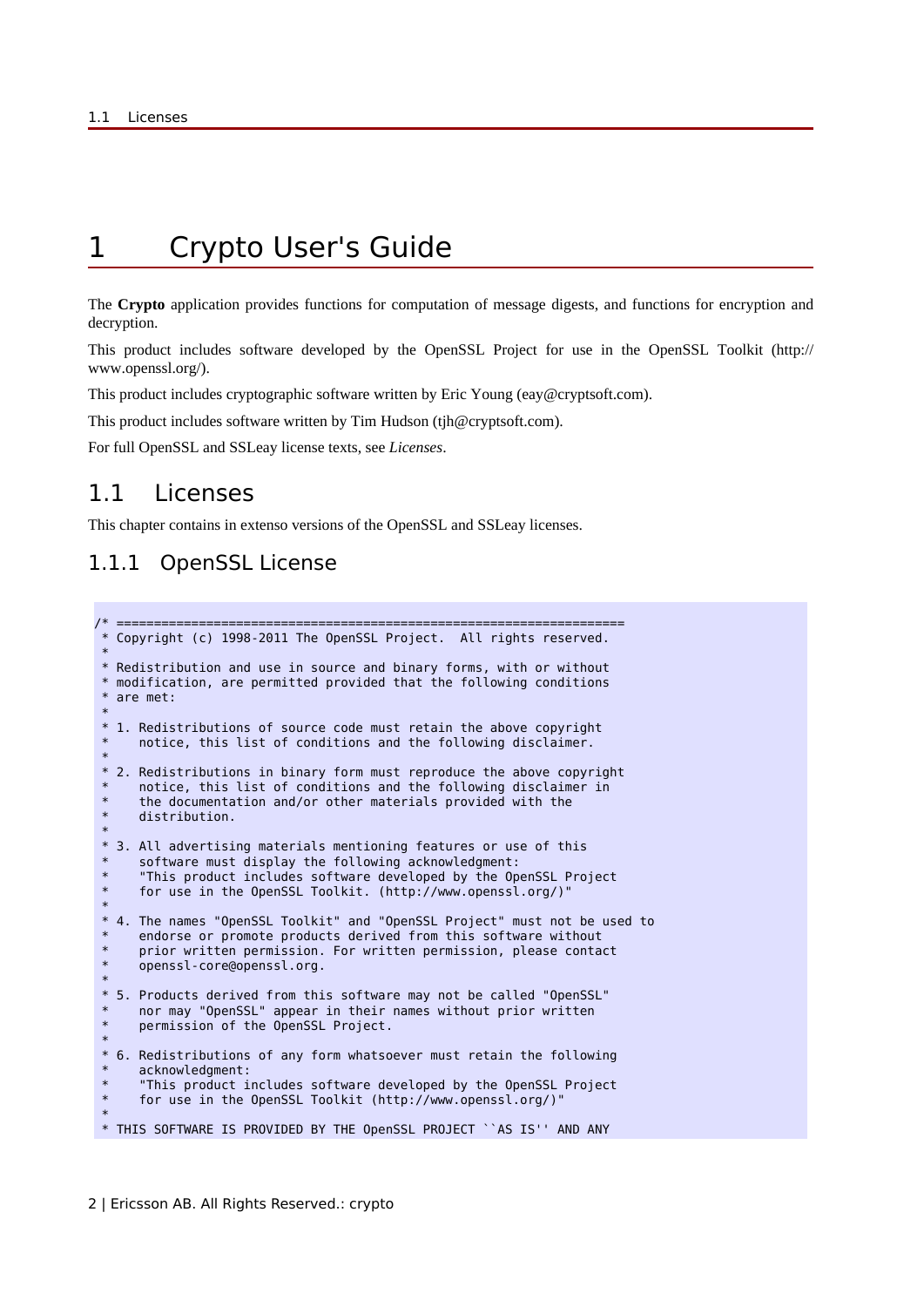# 1 Crypto User's Guide

The **Crypto** application provides functions for computation of message digests, and functions for encryption and decryption.

This product includes software developed by the OpenSSL Project for use in the OpenSSL Toolkit (http://www.openssl.org/).

This product includes cryptographic software written by Eric Young (eay@cryptsoft.com).

This product includes software written by Tim Hudson (tjh@cryptsoft.com).

For full OpenSSL and SSLeay license texts, see *Licenses*.

## 1.1 Licenses

This chapter contains in extenso versions of the OpenSSL and SSLeay licenses.

### 1.1.1 OpenSSL License

```
/* ====================================================================
 * Copyright (c) 1998-2011 The OpenSSL Project.  All rights reserved.
 *
 * Redistribution and use in source and binary forms, with or without
 * modification, are permitted provided that the following conditions
 * are met:
 *
 * 1. Redistributions of source code must retain the above copyright
 *    notice, this list of conditions and the following disclaimer.
 *
 * 2. Redistributions in binary form must reproduce the above copyright
 *    notice, this list of conditions and the following disclaimer in
 *    the documentation and/or other materials provided with the
 *    distribution.
 *
 * 3. All advertising materials mentioning features or use of this
 *    software must display the following acknowledgment:
 *    "This product includes software developed by the OpenSSL Project
 *    for use in the OpenSSL Toolkit. (http://www.openssl.org/)"
 *
 * 4. The names "OpenSSL Toolkit" and "OpenSSL Project" must not be used to
 *    endorse or promote products derived from this software without
 *    prior written permission. For written permission, please contact
 *    openssl-core@openssl.org.
 *
 * 5. Products derived from this software may not be called "OpenSSL"
 *    nor may "OpenSSL" appear in their names without prior written
 *    permission of the OpenSSL Project.
 *
 * 6. Redistributions of any form whatsoever must retain the following
 *    acknowledgment:
 *    "This product includes software developed by the OpenSSL Project
 *    for use in the OpenSSL Toolkit (http://www.openssl.org/)"
 *
 * THIS SOFTWARE IS PROVIDED BY THE OpenSSL PROJECT ``AS IS'' AND ANY
```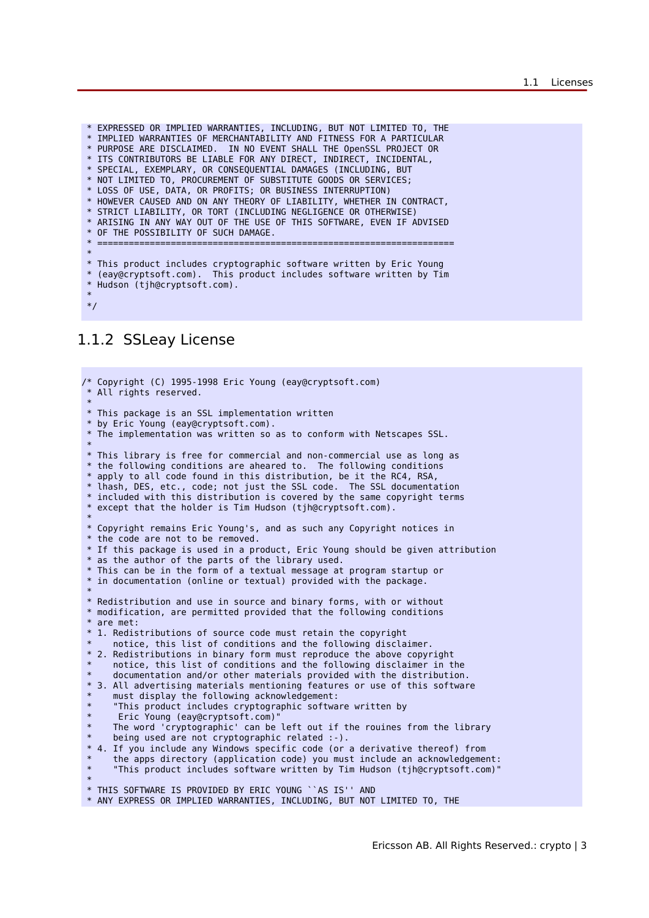```
 * EXPRESSED OR IMPLIED WARRANTIES, INCLUDING, BUT NOT LIMITED TO, THE
 * IMPLIED WARRANTIES OF MERCHANTABILITY AND FITNESS FOR A PARTICULAR
 * PURPOSE ARE DISCLAIMED.  IN NO EVENT SHALL THE OpenSSL PROJECT OR
 * ITS CONTRIBUTORS BE LIABLE FOR ANY DIRECT, INDIRECT, INCIDENTAL,
 * SPECIAL, EXEMPLARY, OR CONSEQUENTIAL DAMAGES (INCLUDING, BUT
 * NOT LIMITED TO, PROCUREMENT OF SUBSTITUTE GOODS OR SERVICES;
 * LOSS OF USE, DATA, OR PROFITS; OR BUSINESS INTERRUPTION)
 * HOWEVER CAUSED AND ON ANY THEORY OF LIABILITY, WHETHER IN CONTRACT,
 * STRICT LIABILITY, OR TORT (INCLUDING NEGLIGENCE OR OTHERWISE)
 * ARISING IN ANY WAY OUT OF THE USE OF THIS SOFTWARE, EVEN IF ADVISED
 * OF THE POSSIBILITY OF SUCH DAMAGE.
 * ====================================================================
 *
 * This product includes cryptographic software written by Eric Young
 * (eay@cryptsoft.com).  This product includes software written by Tim
 * Hudson (tjh@cryptsoft.com).
 *
 */
```

### 1.1.2 SSLeay License

```
/* Copyright (C) 1995-1998 Eric Young (eay@cryptsoft.com)
 * All rights reserved.
 *
 * This package is an SSL implementation written
 * by Eric Young (eay@cryptsoft.com).
 * The implementation was written so as to conform with Netscapes SSL.
 *
 * This library is free for commercial and non-commercial use as long as
 * the following conditions are aheared to.  The following conditions
 * apply to all code found in this distribution, be it the RC4, RSA,
 * lhash, DES, etc., code; not just the SSL code.  The SSL documentation
 * included with this distribution is covered by the same copyright terms
 * except that the holder is Tim Hudson (tjh@cryptsoft.com).
 *
 * Copyright remains Eric Young's, and as such any Copyright notices in
 * the code are not to be removed.
 * If this package is used in a product, Eric Young should be given attribution
 * as the author of the parts of the library used.
 * This can be in the form of a textual message at program startup or
 * in documentation (online or textual) provided with the package.
 *
 * Redistribution and use in source and binary forms, with or without
 * modification, are permitted provided that the following conditions
 * are met:
 * 1. Redistributions of source code must retain the copyright
 *    notice, this list of conditions and the following disclaimer.
 * 2. Redistributions in binary form must reproduce the above copyright
 *    notice, this list of conditions and the following disclaimer in the
 *    documentation and/or other materials provided with the distribution.
 * 3. All advertising materials mentioning features or use of this software
 *    must display the following acknowledgement:
 *    "This product includes cryptographic software written by
 *     Eric Young (eay@cryptsoft.com)"
 *    The word 'cryptographic' can be left out if the rouines from the library
 *    being used are not cryptographic related :-).
 * 4. If you include any Windows specific code (or a derivative thereof) from
 *    the apps directory (application code) you must include an acknowledgement:
 *    "This product includes software written by Tim Hudson (tjh@cryptsoft.com)"
 *
 * THIS SOFTWARE IS PROVIDED BY ERIC YOUNG ``AS IS'' AND
 * ANY EXPRESS OR IMPLIED WARRANTIES, INCLUDING, BUT NOT LIMITED TO, THE
```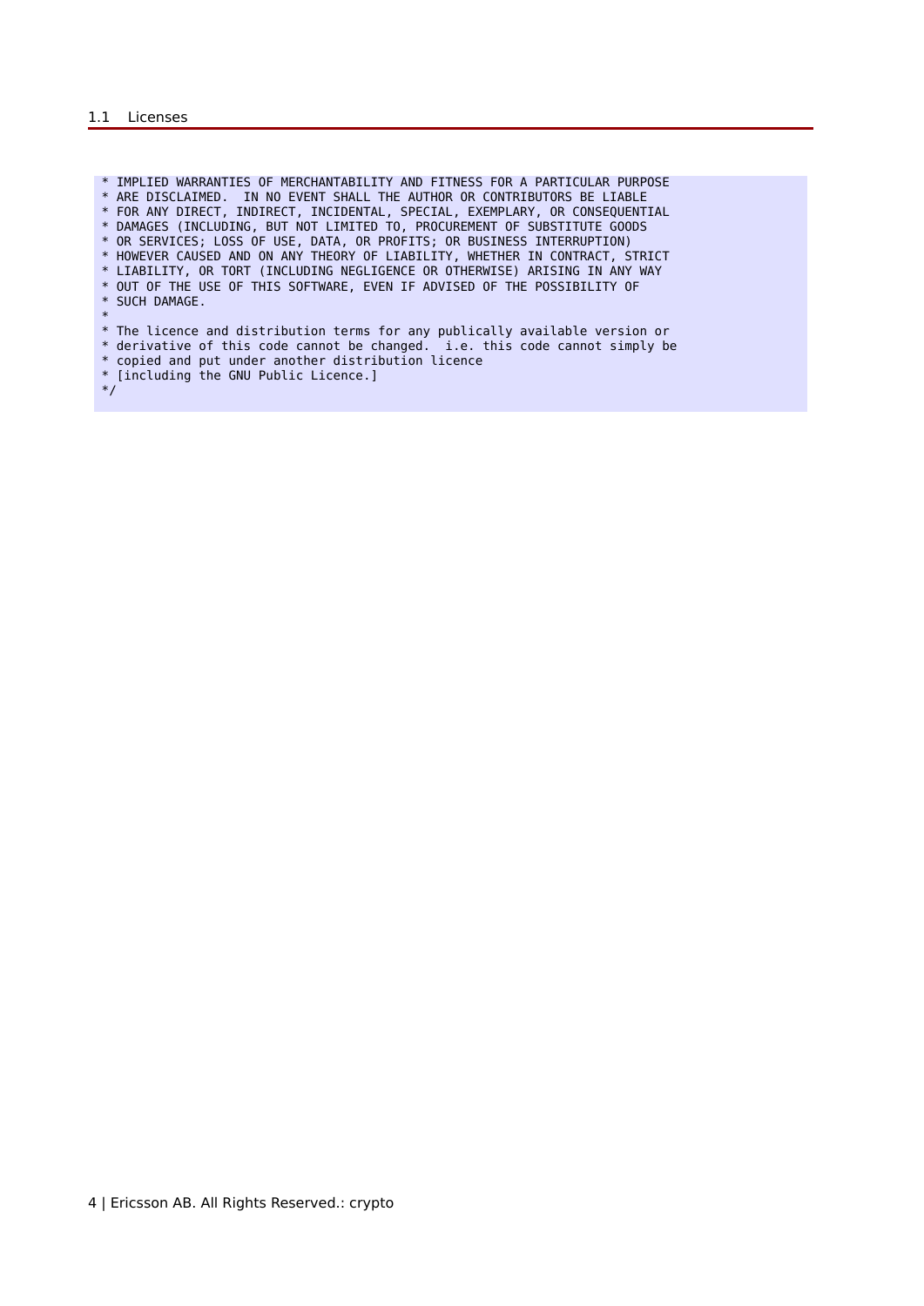```
 * IMPLIED WARRANTIES OF MERCHANTABILITY AND FITNESS FOR A PARTICULAR PURPOSE
 * ARE DISCLAIMED.  IN NO EVENT SHALL THE AUTHOR OR CONTRIBUTORS BE LIABLE
 * FOR ANY DIRECT, INDIRECT, INCIDENTAL, SPECIAL, EXEMPLARY, OR CONSEQUENTIAL
 * DAMAGES (INCLUDING, BUT NOT LIMITED TO, PROCUREMENT OF SUBSTITUTE GOODS
 * OR SERVICES; LOSS OF USE, DATA, OR PROFITS; OR BUSINESS INTERRUPTION)
 * HOWEVER CAUSED AND ON ANY THEORY OF LIABILITY, WHETHER IN CONTRACT, STRICT
 * LIABILITY, OR TORT (INCLUDING NEGLIGENCE OR OTHERWISE) ARISING IN ANY WAY
 * OUT OF THE USE OF THIS SOFTWARE, EVEN IF ADVISED OF THE POSSIBILITY OF
 * SUCH DAMAGE.
 *
 * The licence and distribution terms for any publically available version or
 * derivative of this code cannot be changed.  i.e. this code cannot simply be
 * copied and put under another distribution licence
 * [including the GNU Public Licence.]
 */
```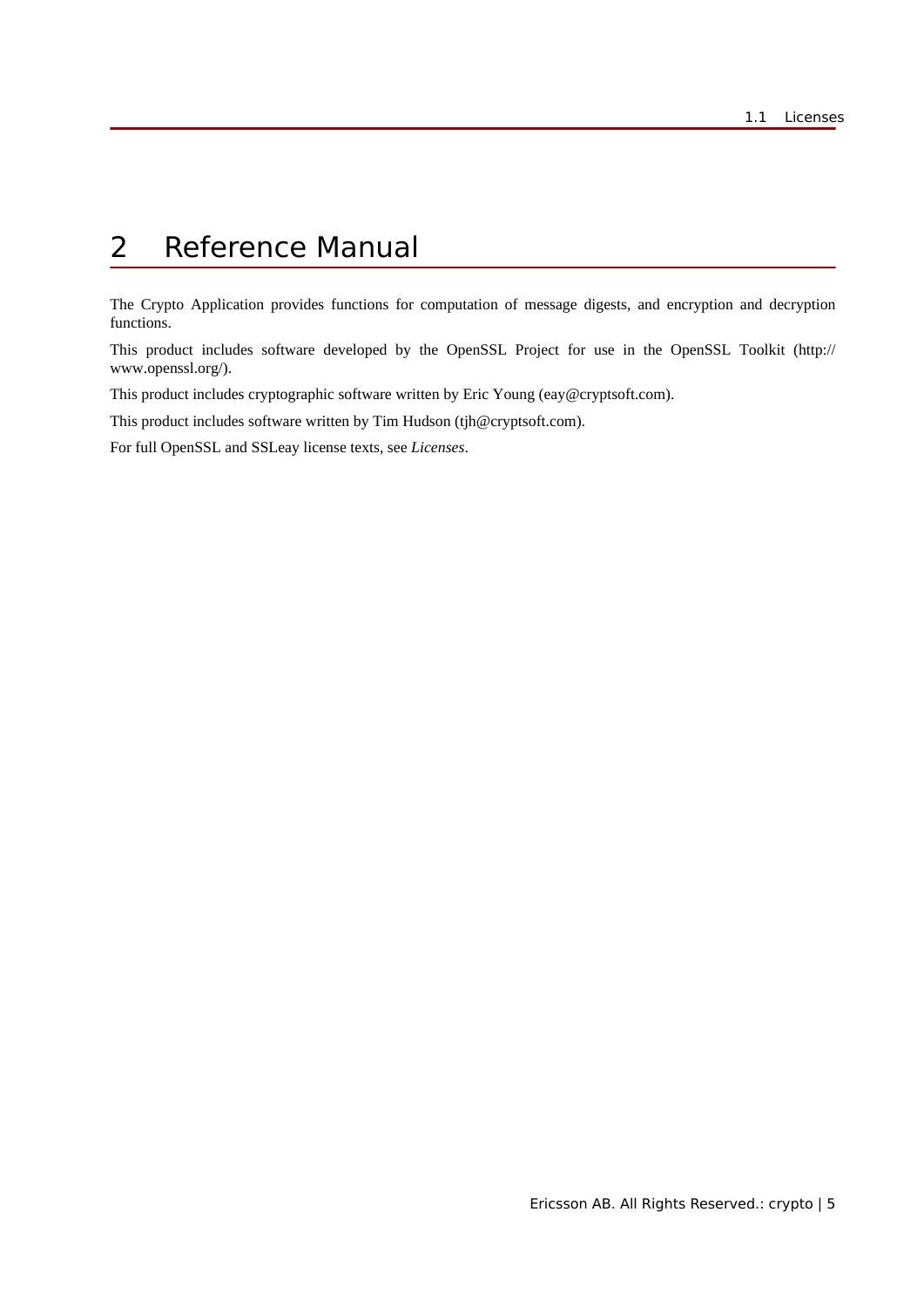# 2 Reference Manual

The Crypto Application provides functions for computation of message digests, and encryption and decryption functions.

This product includes software developed by the OpenSSL Project for use in the OpenSSL Toolkit (http://www.openssl.org/).

This product includes cryptographic software written by Eric Young (eay@cryptsoft.com).

This product includes software written by Tim Hudson (tjh@cryptsoft.com).

For full OpenSSL and SSLeay license texts, see *Licenses*.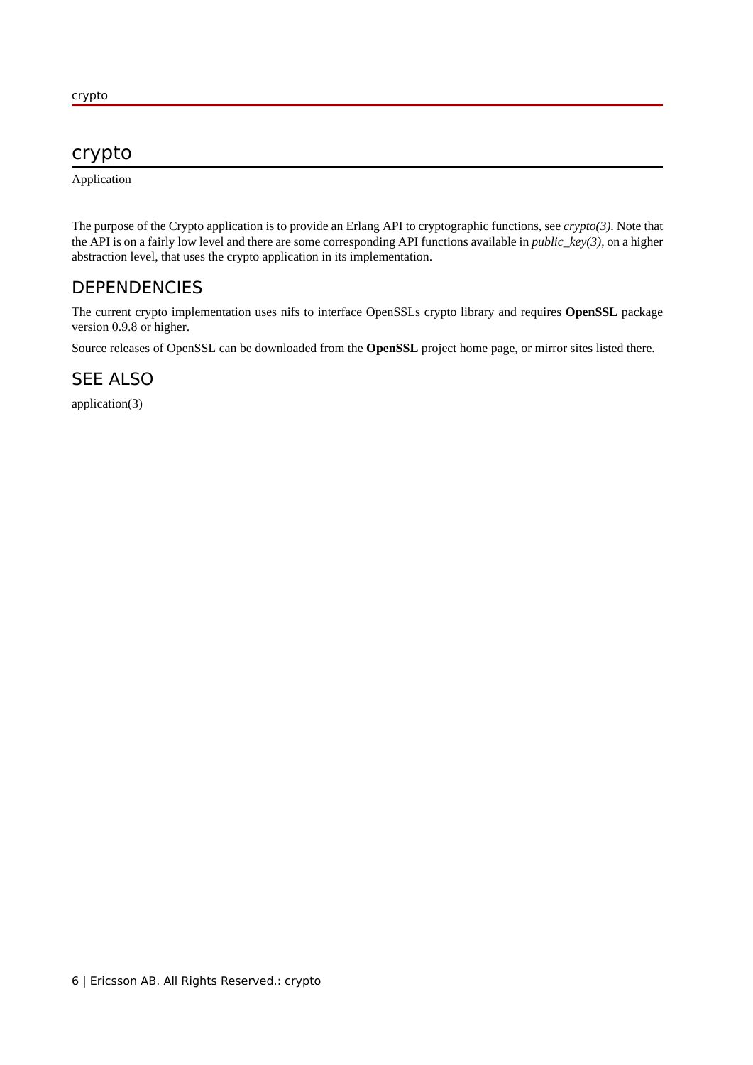# crypto

Application

The purpose of the Crypto application is to provide an Erlang API to cryptographic functions, see *crypto(3)*. Note that the API is on a fairly low level and there are some corresponding API functions available in *public_key(3)*, on a higher abstraction level, that uses the crypto application in its implementation.

## DEPENDENCIES

The current crypto implementation uses nifs to interface OpenSSLs crypto library and requires **OpenSSL** package version 0.9.8 or higher.

Source releases of OpenSSL can be downloaded from the **OpenSSL** project home page, or mirror sites listed there.

## SEE ALSO

application(3)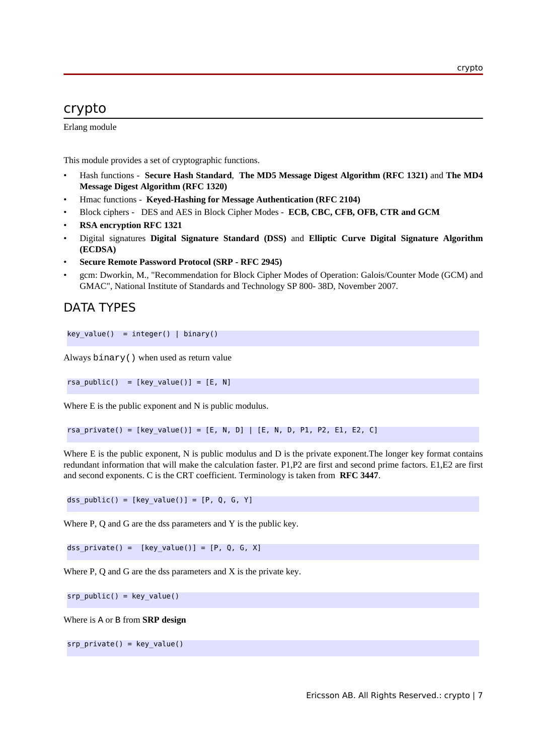# crypto

Erlang module

This module provides a set of cryptographic functions.

- Hash functions - **Secure Hash Standard**, **The MD5 Message Digest Algorithm (RFC 1321)** and **The MD4 Message Digest Algorithm (RFC 1320)**
- Hmac functions - **Keyed-Hashing for Message Authentication (RFC 2104)**
- Block ciphers - DES and AES in Block Cipher Modes - **ECB, CBC, CFB, OFB, CTR and GCM**
- **RSA encryption RFC 1321**
- Digital signatures **Digital Signature Standard (DSS)** and **Elliptic Curve Digital Signature Algorithm (ECDSA)**
- **Secure Remote Password Protocol (SRP - RFC 2945)**
- gcm: Dworkin, M., "Recommendation for Block Cipher Modes of Operation: Galois/Counter Mode (GCM) and GMAC", National Institute of Standards and Technology SP 800- 38D, November 2007.

## DATA TYPES

```
key_value()  = integer() | binary()
```

Always `binary()` when used as return value

```
rsa_public()  = [key_value()] = [E, N]
```

Where E is the public exponent and N is public modulus.

```
rsa_private() = [key_value()] = [E, N, D] | [E, N, D, P1, P2, E1, E2, C]
```

Where E is the public exponent, N is public modulus and D is the private exponent.The longer key format contains redundant information that will make the calculation faster. P1,P2 are first and second prime factors. E1,E2 are first and second exponents. C is the CRT coefficient. Terminology is taken from **RFC 3447**.

```
dss_public() = [key_value()] = [P, Q, G, Y]
```

Where P, Q and G are the dss parameters and Y is the public key.

```
dss_private() =  [key_value()] = [P, Q, G, X]
```

Where P, Q and G are the dss parameters and X is the private key.

```
srp_public() = key_value()
```

Where is A or B from **SRP design**

```
srp_private() = key_value()
```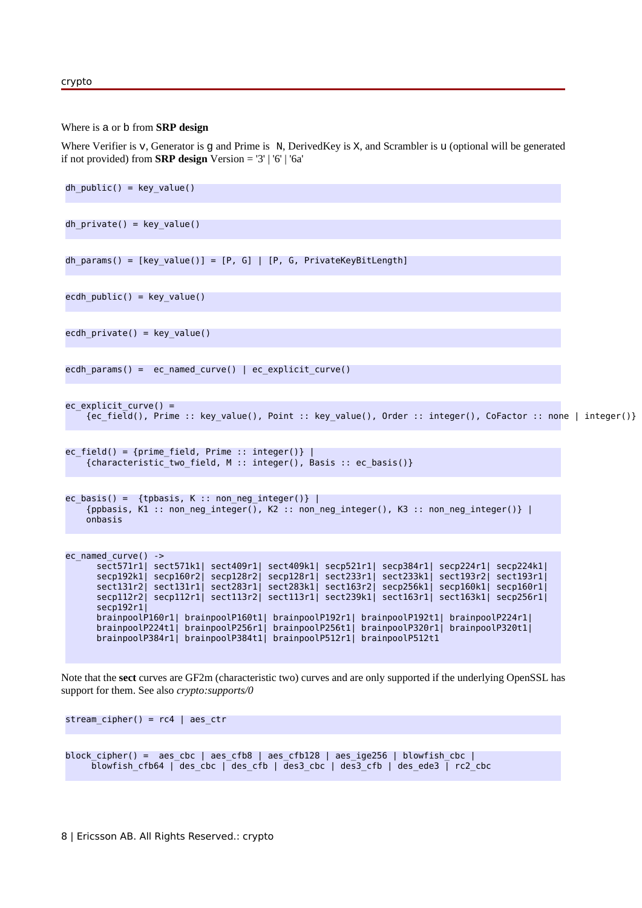Where is `a` or `b` from **SRP design**

Where Verifier is `v`, Generator is `g` and Prime is `N`, DerivedKey is `X`, and Scrambler is `u` (optional will be generated if not provided) from **SRP design** Version = '3' | '6' | '6a'

```
dh_public() = key_value()
```

```
dh_private() = key_value()
```

```
dh_params() = [key_value()] = [P, G] | [P, G, PrivateKeyBitLength]
```

```
ecdh_public() = key_value()
```

```
ecdh_private() = key_value()
```

```
ecdh_params() =  ec_named_curve() | ec_explicit_curve()
```

```
ec_explicit_curve() =
    {ec_field(), Prime :: key_value(), Point :: key_value(), Order :: integer(), CoFactor :: none | integer()}
```

```
ec_field() = {prime_field, Prime :: integer()} |
    {characteristic_two_field, M :: integer(), Basis :: ec_basis()}
```

```
ec_basis() =  {tpbasis, K :: non_neg_integer()} |
    {ppbasis, K1 :: non_neg_integer(), K2 :: non_neg_integer(), K3 :: non_neg_integer()} |
    onbasis
```

```
ec_named_curve() ->
      sect571r1| sect571k1| sect409r1| sect409k1| secp521r1| secp384r1| secp224r1| secp224k1|
      secp192k1| secp160r2| secp128r2| secp128r1| sect233r1| sect233k1| sect193r2| sect193r1|
      sect131r2| sect131r1| sect283r1| sect283k1| sect163r2| secp256k1| secp160k1| secp160r1|
      secp112r2| secp112r1| sect113r2| sect113r1| sect239k1| sect163r1| sect163k1| secp256r1|
      secp192r1|
      brainpoolP160r1| brainpoolP160t1| brainpoolP192r1| brainpoolP192t1| brainpoolP224r1|
      brainpoolP224t1| brainpoolP256r1| brainpoolP256t1| brainpoolP320r1| brainpoolP320t1|
      brainpoolP384r1| brainpoolP384t1| brainpoolP512r1| brainpoolP512t1
```

Note that the **sect** curves are GF2m (characteristic two) curves and are only supported if the underlying OpenSSL has support for them. See also *crypto:supports/0*

```
stream_cipher() = rc4 | aes_ctr
```

```
block_cipher() =  aes_cbc | aes_cfb8 | aes_cfb128 | aes_ige256 | blowfish_cbc |
     blowfish_cfb64 | des_cbc | des_cfb | des3_cbc | des3_cfb | des_ede3 | rc2_cbc
```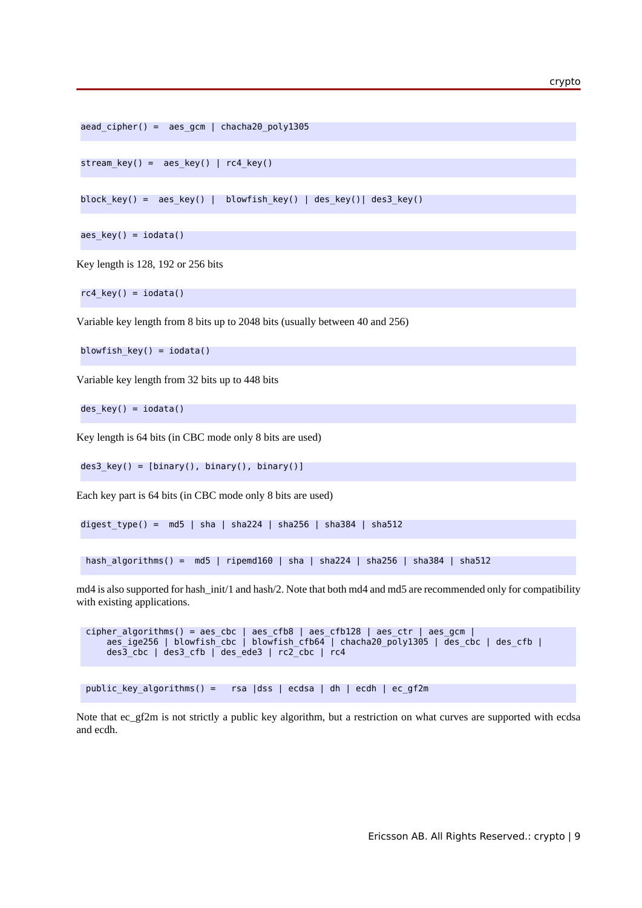```
aead_cipher() =  aes_gcm | chacha20_poly1305
```

```
stream_key() =  aes_key() | rc4_key()
```

```
block_key() =  aes_key() |  blowfish_key() | des_key()| des3_key()
```

```
aes_key() = iodata()
```

Key length is 128, 192 or 256 bits

```
rc4_key() = iodata()
```

Variable key length from 8 bits up to 2048 bits (usually between 40 and 256)

```
blowfish_key() = iodata()
```

Variable key length from 32 bits up to 448 bits

```
des_key() = iodata()
```

Key length is 64 bits (in CBC mode only 8 bits are used)

```
des3_key() = [binary(), binary(), binary()]
```

Each key part is 64 bits (in CBC mode only 8 bits are used)

```
digest_type() =  md5 | sha | sha224 | sha256 | sha384 | sha512
```

```
hash_algorithms() =  md5 | ripemd160 | sha | sha224 | sha256 | sha384 | sha512
```

md4 is also supported for hash_init/1 and hash/2. Note that both md4 and md5 are recommended only for compatibility with existing applications.

```
cipher_algorithms() = aes_cbc | aes_cfb8 | aes_cfb128 | aes_ctr | aes_gcm |
    aes_ige256 | blowfish_cbc | blowfish_cfb64 | chacha20_poly1305 | des_cbc | des_cfb |
    des3_cbc | des3_cfb | des_ede3 | rc2_cbc | rc4
```

```
public_key_algorithms() =   rsa |dss | ecdsa | dh | ecdh | ec_gf2m
```

Note that ec_gf2m is not strictly a public key algorithm, but a restriction on what curves are supported with ecdsa and ecdh.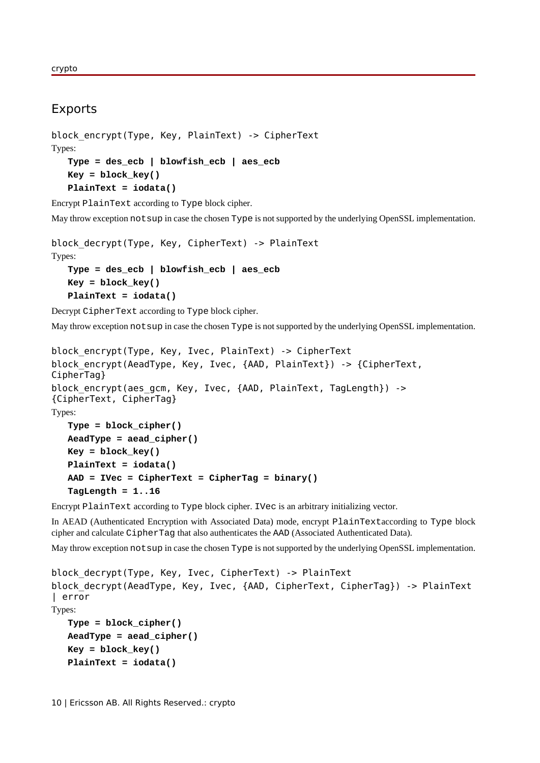## Exports

```
block_encrypt(Type, Key, PlainText) -> CipherText
```

Types:

**Type = des_ecb | blowfish_ecb | aes_ecb**
**Key = block_key()**
**PlainText = iodata()**

Encrypt `PlainText` according to `Type` block cipher.

May throw exception `notsup` in case the chosen `Type` is not supported by the underlying OpenSSL implementation.

```
block_decrypt(Type, Key, CipherText) -> PlainText
```

Types:

**Type = des_ecb | blowfish_ecb | aes_ecb**
**Key = block_key()**
**PlainText = iodata()**

Decrypt `CipherText` according to `Type` block cipher.

May throw exception `notsup` in case the chosen `Type` is not supported by the underlying OpenSSL implementation.

```
block_encrypt(Type, Key, Ivec, PlainText) -> CipherText
block_encrypt(AeadType, Key, Ivec, {AAD, PlainText}) -> {CipherText, CipherTag}
block_encrypt(aes_gcm, Key, Ivec, {AAD, PlainText, TagLength}) -> {CipherText, CipherTag}
```

Types:

**Type = block_cipher()**
**AeadType = aead_cipher()**
**Key = block_key()**
**PlainText = iodata()**
**AAD = IVec = CipherText = CipherTag = binary()**
**TagLength = 1..16**

Encrypt `PlainText` according to `Type` block cipher. `IVec` is an arbitrary initializing vector.

In AEAD (Authenticated Encryption with Associated Data) mode, encrypt `PlainText`according to `Type` block cipher and calculate `CipherTag` that also authenticates the `AAD` (Associated Authenticated Data).

May throw exception `notsup` in case the chosen `Type` is not supported by the underlying OpenSSL implementation.

```
block_decrypt(Type, Key, Ivec, CipherText) -> PlainText
block_decrypt(AeadType, Key, Ivec, {AAD, CipherText, CipherTag}) -> PlainText | error
```

Types:

**Type = block_cipher()**
**AeadType = aead_cipher()**
**Key = block_key()**
**PlainText = iodata()**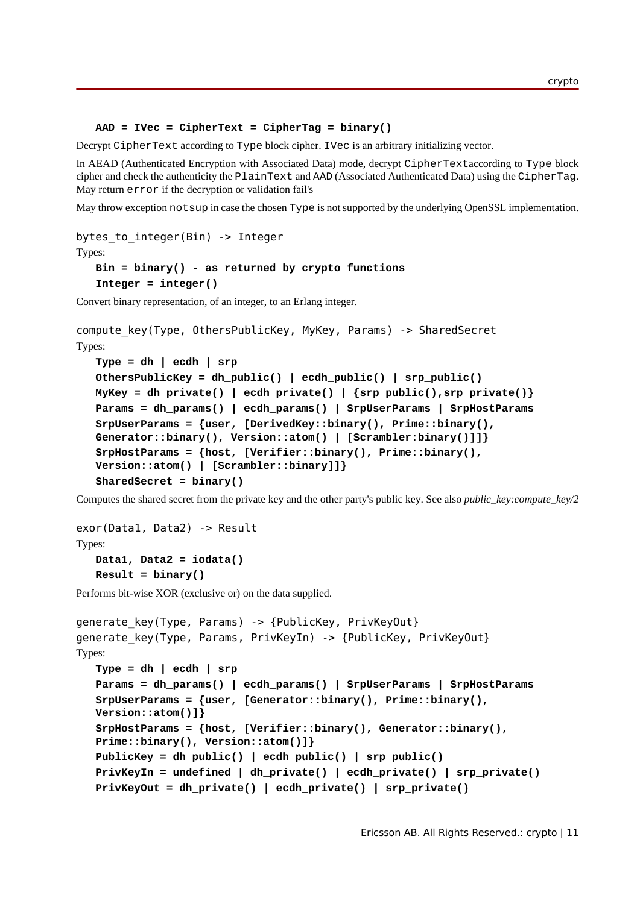**AAD = IVec = CipherText = CipherTag = binary()**

Decrypt `CipherText` according to `Type` block cipher. `IVec` is an arbitrary initializing vector.

In AEAD (Authenticated Encryption with Associated Data) mode, decrypt `CipherText`according to `Type` block cipher and check the authenticity the `PlainText` and `AAD` (Associated Authenticated Data) using the `CipherTag`. May return `error` if the decryption or validation fail's

May throw exception `notsup` in case the chosen `Type` is not supported by the underlying OpenSSL implementation.

```
bytes_to_integer(Bin) -> Integer
```

Types:

**Bin = binary() - as returned by crypto functions**
**Integer = integer()**

Convert binary representation, of an integer, to an Erlang integer.

```
compute_key(Type, OthersPublicKey, MyKey, Params) -> SharedSecret
```

Types:

**Type = dh | ecdh | srp**
**OthersPublicKey = dh_public() | ecdh_public() | srp_public()**
**MyKey = dh_private() | ecdh_private() | {srp_public(),srp_private()}**
**Params = dh_params() | ecdh_params() | SrpUserParams | SrpHostParams**
**SrpUserParams = {user, [DerivedKey::binary(), Prime::binary(), Generator::binary(), Version::atom() | [Scrambler:binary()]]}**
**SrpHostParams = {host, [Verifier::binary(), Prime::binary(), Version::atom() | [Scrambler::binary]]}**
**SharedSecret = binary()**

Computes the shared secret from the private key and the other party's public key. See also *public_key:compute_key/2*

```
exor(Data1, Data2) -> Result
```

Types:

**Data1, Data2 = iodata()**
**Result = binary()**

Performs bit-wise XOR (exclusive or) on the data supplied.

```
generate_key(Type, Params) -> {PublicKey, PrivKeyOut}
generate_key(Type, Params, PrivKeyIn) -> {PublicKey, PrivKeyOut}
```

Types:

**Type = dh | ecdh | srp**
**Params = dh_params() | ecdh_params() | SrpUserParams | SrpHostParams**
**SrpUserParams = {user, [Generator::binary(), Prime::binary(), Version::atom()]}**
**SrpHostParams = {host, [Verifier::binary(), Generator::binary(), Prime::binary(), Version::atom()]}**
**PublicKey = dh_public() | ecdh_public() | srp_public()**
**PrivKeyIn = undefined | dh_private() | ecdh_private() | srp_private()**
**PrivKeyOut = dh_private() | ecdh_private() | srp_private()**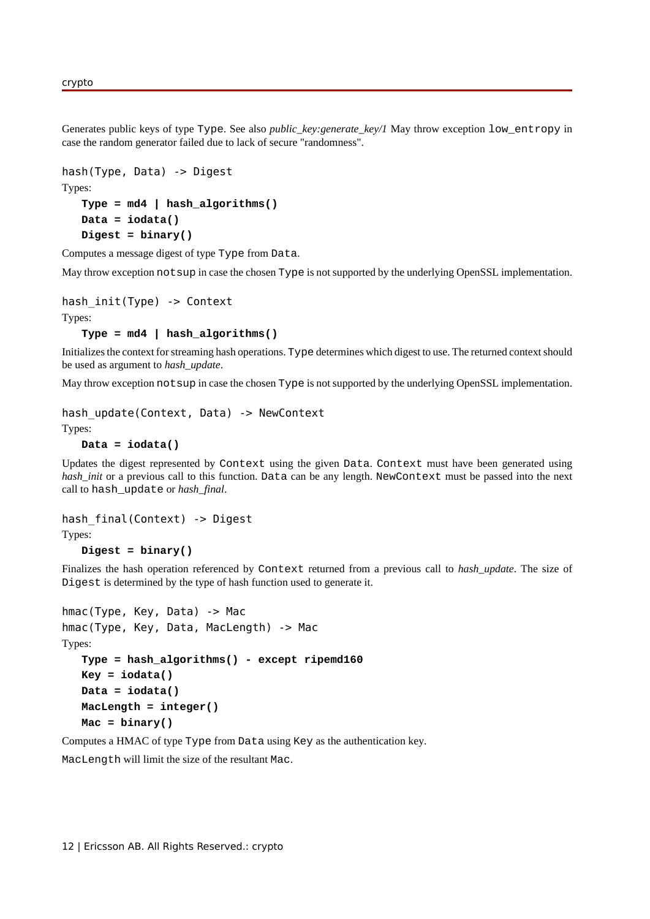Generates public keys of type `Type`. See also *public_key:generate_key/1* May throw exception `low_entropy` in case the random generator failed due to lack of secure "randomness".

```
hash(Type, Data) -> Digest
```

Types:

**Type = md4 | hash_algorithms()**
**Data = iodata()**
**Digest = binary()**

Computes a message digest of type `Type` from `Data`.

May throw exception `notsup` in case the chosen `Type` is not supported by the underlying OpenSSL implementation.

```
hash_init(Type) -> Context
```

Types:

**Type = md4 | hash_algorithms()**

Initializes the context for streaming hash operations. `Type` determines which digest to use. The returned context should be used as argument to *hash_update*.

May throw exception `notsup` in case the chosen `Type` is not supported by the underlying OpenSSL implementation.

```
hash_update(Context, Data) -> NewContext
```

Types:

**Data = iodata()**

Updates the digest represented by `Context` using the given `Data`. `Context` must have been generated using *hash_init* or a previous call to this function. `Data` can be any length. `NewContext` must be passed into the next call to `hash_update` or *hash_final*.

```
hash_final(Context) -> Digest
```

Types:

**Digest = binary()**

Finalizes the hash operation referenced by `Context` returned from a previous call to *hash_update*. The size of `Digest` is determined by the type of hash function used to generate it.

```
hmac(Type, Key, Data) -> Mac
hmac(Type, Key, Data, MacLength) -> Mac
```

Types:

**Type = hash_algorithms() - except ripemd160**
**Key = iodata()**
**Data = iodata()**
**MacLength = integer()**
**Mac = binary()**

Computes a HMAC of type `Type` from `Data` using `Key` as the authentication key.

`MacLength` will limit the size of the resultant `Mac`.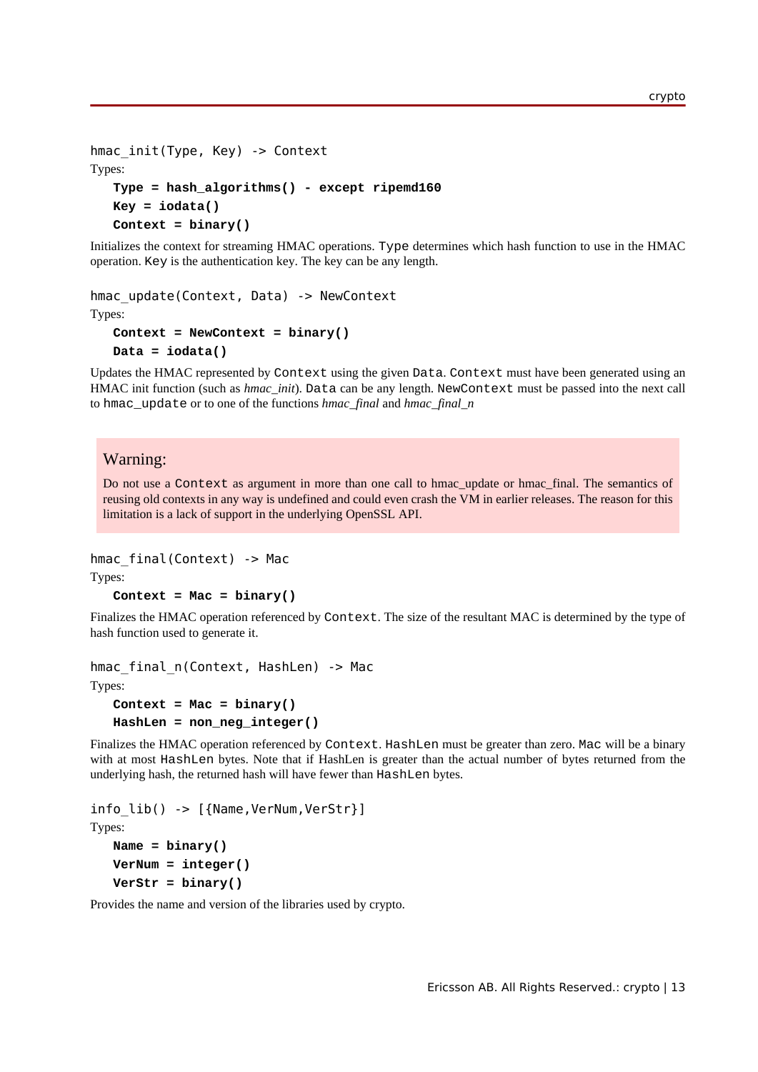```
hmac_init(Type, Key) -> Context
```

Types:

**Type = hash_algorithms() - except ripemd160**
**Key = iodata()**
**Context = binary()**

Initializes the context for streaming HMAC operations. `Type` determines which hash function to use in the HMAC operation. `Key` is the authentication key. The key can be any length.

```
hmac_update(Context, Data) -> NewContext
```

Types:

**Context = NewContext = binary()**
**Data = iodata()**

Updates the HMAC represented by `Context` using the given `Data`. `Context` must have been generated using an HMAC init function (such as *hmac_init*). `Data` can be any length. `NewContext` must be passed into the next call to `hmac_update` or to one of the functions *hmac_final* and *hmac_final_n*

### Warning:

Do not use a `Context` as argument in more than one call to hmac_update or hmac_final. The semantics of reusing old contexts in any way is undefined and could even crash the VM in earlier releases. The reason for this limitation is a lack of support in the underlying OpenSSL API.

```
hmac_final(Context) -> Mac
```

Types:

**Context = Mac = binary()**

Finalizes the HMAC operation referenced by `Context`. The size of the resultant MAC is determined by the type of hash function used to generate it.

```
hmac_final_n(Context, HashLen) -> Mac
```

Types:

**Context = Mac = binary()**
**HashLen = non_neg_integer()**

Finalizes the HMAC operation referenced by `Context`. `HashLen` must be greater than zero. `Mac` will be a binary with at most `HashLen` bytes. Note that if HashLen is greater than the actual number of bytes returned from the underlying hash, the returned hash will have fewer than `HashLen` bytes.

```
info_lib() -> [{Name,VerNum,VerStr}]
```

Types:

**Name = binary()**
**VerNum = integer()**
**VerStr = binary()**

Provides the name and version of the libraries used by crypto.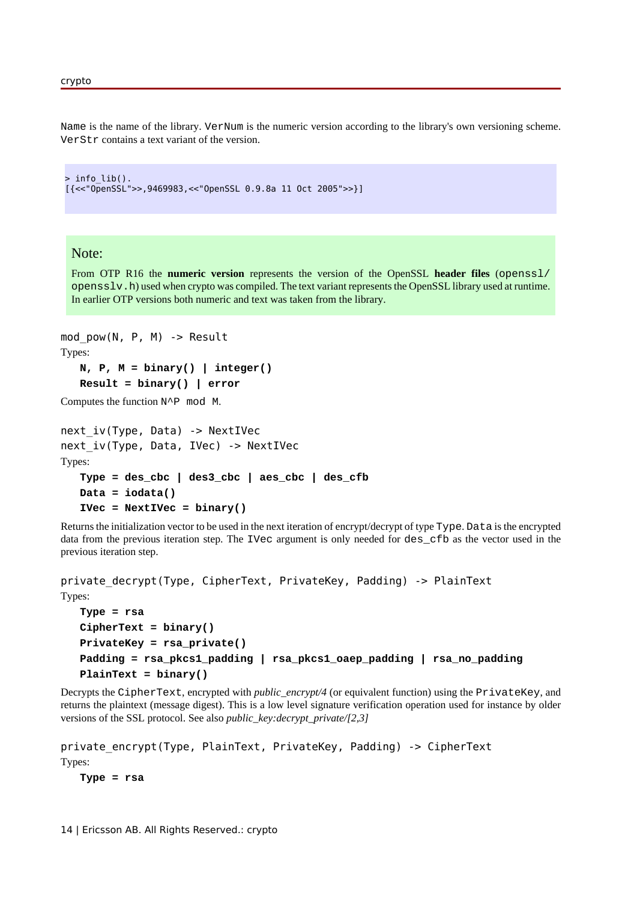Name is the name of the library. VerNum is the numeric version according to the library's own versioning scheme. VerStr contains a text variant of the version.

```
> info_lib().
[{<<"OpenSSL">>,9469983,<<"OpenSSL 0.9.8a 11 Oct 2005">>}]
```

> **Note:**
>
> From OTP R16 the **numeric version** represents the version of the OpenSSL **header files** (openssl/opensslv.h) used when crypto was compiled. The text variant represents the OpenSSL library used at runtime. In earlier OTP versions both numeric and text was taken from the library.

```
mod_pow(N, P, M) -> Result
```

Types:

**N, P, M = binary() | integer()**
**Result = binary() | error**

Computes the function N^P mod M.

```
next_iv(Type, Data) -> NextIVec
next_iv(Type, Data, IVec) -> NextIVec
```

Types:

**Type = des_cbc | des3_cbc | aes_cbc | des_cfb**
**Data = iodata()**
**IVec = NextIVec = binary()**

Returns the initialization vector to be used in the next iteration of encrypt/decrypt of type Type. Data is the encrypted data from the previous iteration step. The IVec argument is only needed for des_cfb as the vector used in the previous iteration step.

```
private_decrypt(Type, CipherText, PrivateKey, Padding) -> PlainText
```

Types:

**Type = rsa**
**CipherText = binary()**
**PrivateKey = rsa_private()**
**Padding = rsa_pkcs1_padding | rsa_pkcs1_oaep_padding | rsa_no_padding**
**PlainText = binary()**

Decrypts the CipherText, encrypted with *public_encrypt/4* (or equivalent function) using the PrivateKey, and returns the plaintext (message digest). This is a low level signature verification operation used for instance by older versions of the SSL protocol. See also *public_key:decrypt_private/[2,3]*

```
private_encrypt(Type, PlainText, PrivateKey, Padding) -> CipherText
```

Types:

**Type = rsa**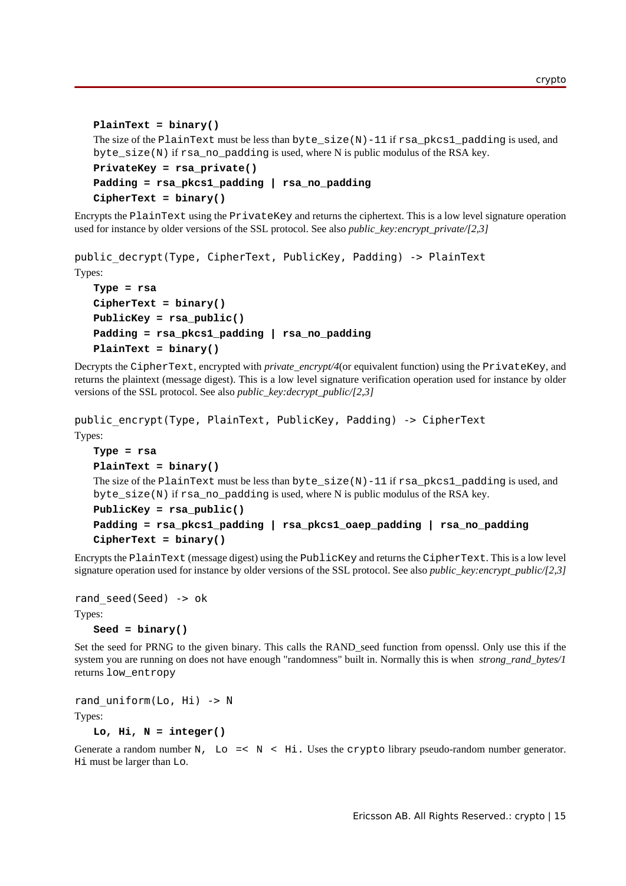**PlainText = binary()**

The size of the `PlainText` must be less than `byte_size(N)-11` if `rsa_pkcs1_padding` is used, and `byte_size(N)` if `rsa_no_padding` is used, where N is public modulus of the RSA key.

**PrivateKey = rsa_private()**

**Padding = rsa_pkcs1_padding | rsa_no_padding**

**CipherText = binary()**

Encrypts the `PlainText` using the `PrivateKey` and returns the ciphertext. This is a low level signature operation used for instance by older versions of the SSL protocol. See also *public_key:encrypt_private/[2,3]*

```
public_decrypt(Type, CipherText, PublicKey, Padding) -> PlainText
```

Types:

**Type = rsa**

**CipherText = binary()**

**PublicKey = rsa_public()**

**Padding = rsa_pkcs1_padding | rsa_no_padding**

**PlainText = binary()**

Decrypts the `CipherText`, encrypted with *private_encrypt/4*(or equivalent function) using the `PrivateKey`, and returns the plaintext (message digest). This is a low level signature verification operation used for instance by older versions of the SSL protocol. See also *public_key:decrypt_public/[2,3]*

```
public_encrypt(Type, PlainText, PublicKey, Padding) -> CipherText
```

Types:

**Type = rsa**

**PlainText = binary()**

The size of the `PlainText` must be less than `byte_size(N)-11` if `rsa_pkcs1_padding` is used, and `byte_size(N)` if `rsa_no_padding` is used, where N is public modulus of the RSA key.

**PublicKey = rsa_public()**

**Padding = rsa_pkcs1_padding | rsa_pkcs1_oaep_padding | rsa_no_padding**

**CipherText = binary()**

Encrypts the `PlainText` (message digest) using the `PublicKey` and returns the `CipherText`. This is a low level signature operation used for instance by older versions of the SSL protocol. See also *public_key:encrypt_public/[2,3]*

```
rand_seed(Seed) -> ok
```

Types:

**Seed = binary()**

Set the seed for PRNG to the given binary. This calls the RAND_seed function from openssl. Only use this if the system you are running on does not have enough "randomness" built in. Normally this is when *strong_rand_bytes/1* returns `low_entropy`

```
rand_uniform(Lo, Hi) -> N
```

Types:

**Lo, Hi, N = integer()**

Generate a random number `N, Lo =< N < Hi.` Uses the `crypto` library pseudo-random number generator. `Hi` must be larger than `Lo`.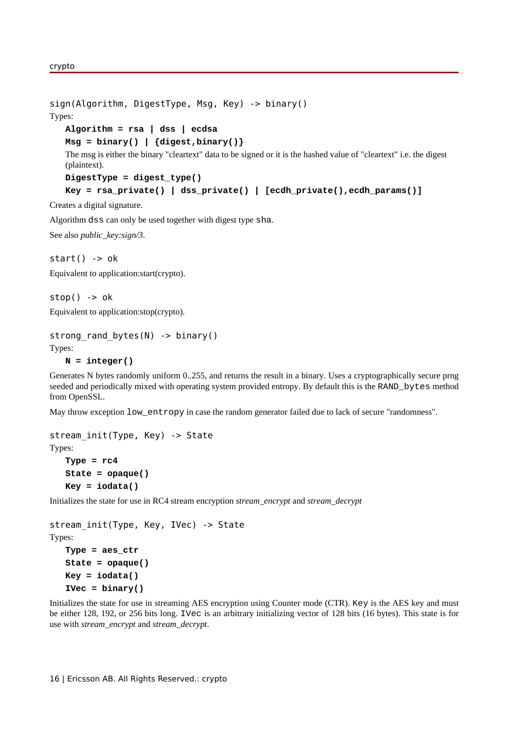```
sign(Algorithm, DigestType, Msg, Key) -> binary()
```

Types:

**Algorithm = rsa | dss | ecdsa**

**Msg = binary() | {digest,binary()}**

The msg is either the binary "cleartext" data to be signed or it is the hashed value of "cleartext" i.e. the digest (plaintext).

**DigestType = digest_type()**

**Key = rsa_private() | dss_private() | [ecdh_private(),ecdh_params()]**

Creates a digital signature.

Algorithm `dss` can only be used together with digest type `sha`.

See also *public_key:sign/3*.

```
start() -> ok
```

Equivalent to application:start(crypto).

```
stop() -> ok
```

Equivalent to application:stop(crypto).

```
strong_rand_bytes(N) -> binary()
```

Types:

**N = integer()**

Generates N bytes randomly uniform 0..255, and returns the result in a binary. Uses a cryptographically secure prng seeded and periodically mixed with operating system provided entropy. By default this is the `RAND_bytes` method from OpenSSL.

May throw exception `low_entropy` in case the random generator failed due to lack of secure "randomness".

```
stream_init(Type, Key) -> State
```

Types:

**Type = rc4**

**State = opaque()**

**Key = iodata()**

Initializes the state for use in RC4 stream encryption *stream_encrypt* and *stream_decrypt*

```
stream_init(Type, Key, IVec) -> State
```

Types:

**Type = aes_ctr**

**State = opaque()**

**Key = iodata()**

**IVec = binary()**

Initializes the state for use in streaming AES encryption using Counter mode (CTR). `Key` is the AES key and must be either 128, 192, or 256 bits long. `IVec` is an arbitrary initializing vector of 128 bits (16 bytes). This state is for use with *stream_encrypt* and *stream_decrypt*.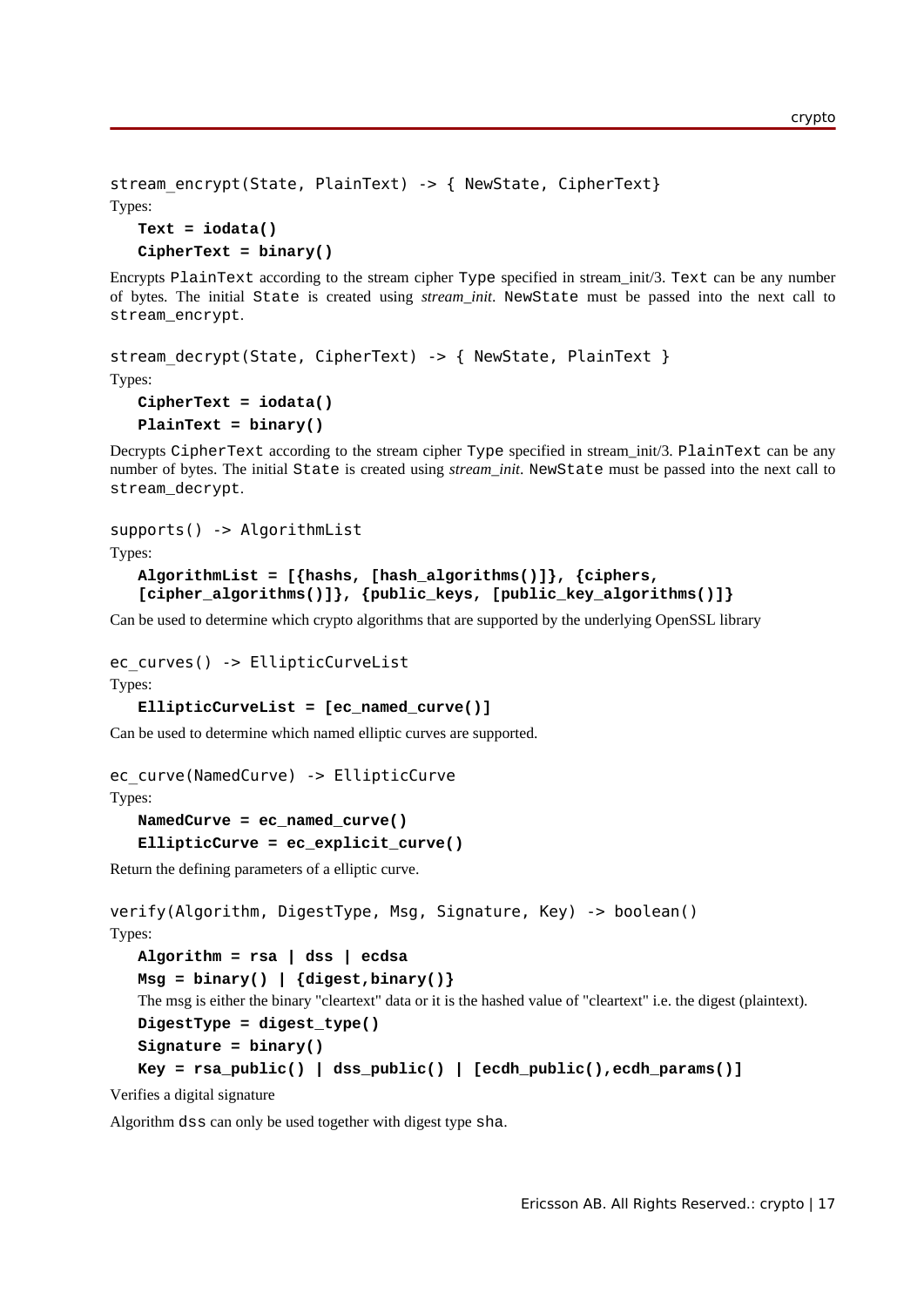```
stream_encrypt(State, PlainText) -> { NewState, CipherText}
```

Types:

**Text = iodata()**
**CipherText = binary()**

Encrypts `PlainText` according to the stream cipher `Type` specified in stream_init/3. `Text` can be any number of bytes. The initial `State` is created using *stream_init*. `NewState` must be passed into the next call to `stream_encrypt`.

```
stream_decrypt(State, CipherText) -> { NewState, PlainText }
```

Types:

**CipherText = iodata()**
**PlainText = binary()**

Decrypts `CipherText` according to the stream cipher `Type` specified in stream_init/3. `PlainText` can be any number of bytes. The initial `State` is created using *stream_init*. `NewState` must be passed into the next call to `stream_decrypt`.

```
supports() -> AlgorithmList
```

Types:

**AlgorithmList = [{hashs, [hash_algorithms()]}, {ciphers, [cipher_algorithms()]}, {public_keys, [public_key_algorithms()]}**

Can be used to determine which crypto algorithms that are supported by the underlying OpenSSL library

```
ec_curves() -> EllipticCurveList
```

Types:

**EllipticCurveList = [ec_named_curve()]**

Can be used to determine which named elliptic curves are supported.

```
ec_curve(NamedCurve) -> EllipticCurve
```

Types:

**NamedCurve = ec_named_curve()**
**EllipticCurve = ec_explicit_curve()**

Return the defining parameters of a elliptic curve.

```
verify(Algorithm, DigestType, Msg, Signature, Key) -> boolean()
```

Types:

**Algorithm = rsa | dss | ecdsa**
**Msg = binary() | {digest,binary()}**
The msg is either the binary "cleartext" data or it is the hashed value of "cleartext" i.e. the digest (plaintext).
**DigestType = digest_type()**
**Signature = binary()**
**Key = rsa_public() | dss_public() | [ecdh_public(),ecdh_params()]**

Verifies a digital signature

Algorithm `dss` can only be used together with digest type `sha`.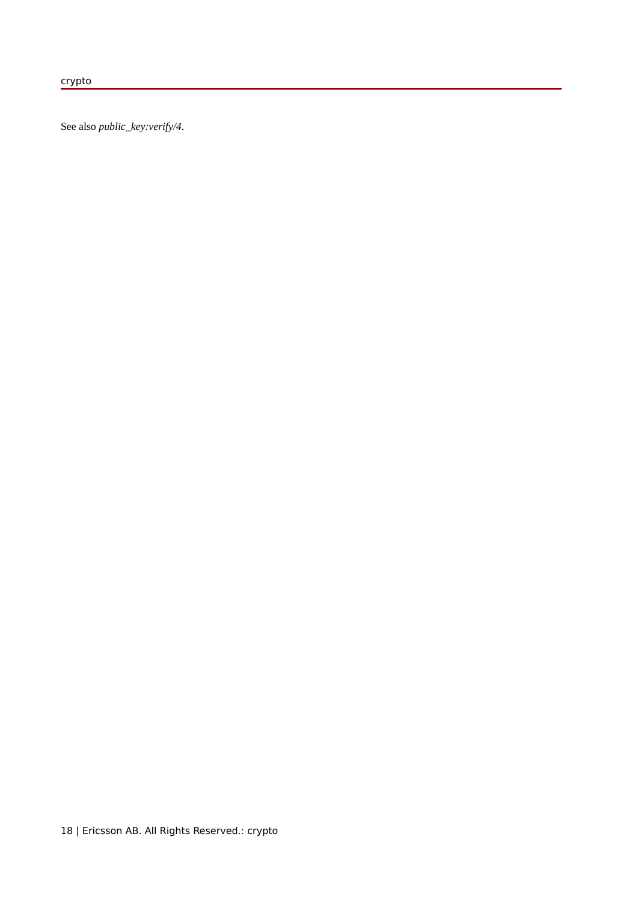See also *public_key:verify/4*.